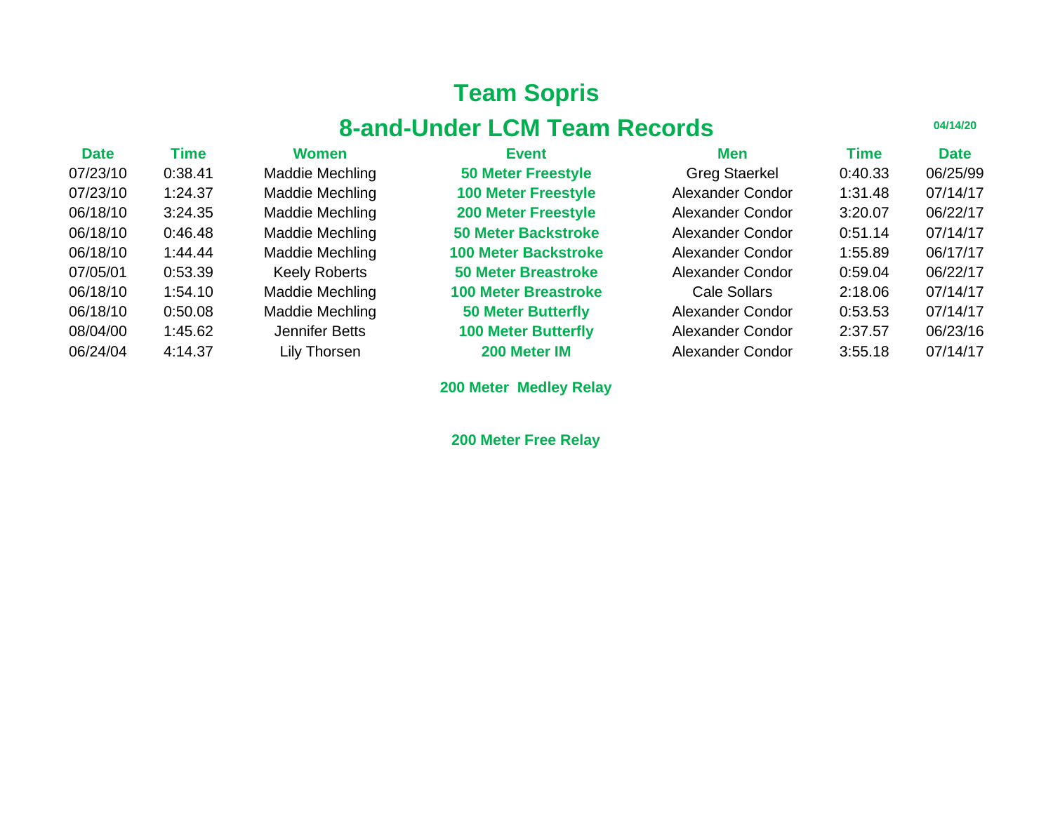# Team Sopris

## 8-and-Under LCM Team Records

04/14/20

| Date | Time | Women | Event | Men | Time | Date |
|---|---|---|---|---|---|---|
| 07/23/10 | 0:38.41 | Maddie Mechling | **50 Meter Freestyle** | Greg Staerkel | 0:40.33 | 06/25/99 |
| 07/23/10 | 1:24.37 | Maddie Mechling | **100 Meter Freestyle** | Alexander Condor | 1:31.48 | 07/14/17 |
| 06/18/10 | 3:24.35 | Maddie Mechling | **200 Meter Freestyle** | Alexander Condor | 3:20.07 | 06/22/17 |
| 06/18/10 | 0:46.48 | Maddie Mechling | **50 Meter Backstroke** | Alexander Condor | 0:51.14 | 07/14/17 |
| 06/18/10 | 1:44.44 | Maddie Mechling | **100 Meter Backstroke** | Alexander Condor | 1:55.89 | 06/17/17 |
| 07/05/01 | 0:53.39 | Keely Roberts | **50 Meter Breastroke** | Alexander Condor | 0:59.04 | 06/22/17 |
| 06/18/10 | 1:54.10 | Maddie Mechling | **100 Meter Breastroke** | Cale Sollars | 2:18.06 | 07/14/17 |
| 06/18/10 | 0:50.08 | Maddie Mechling | **50 Meter Butterfly** | Alexander Condor | 0:53.53 | 07/14/17 |
| 08/04/00 | 1:45.62 | Jennifer Betts | **100 Meter Butterfly** | Alexander Condor | 2:37.57 | 06/23/16 |
| 06/24/04 | 4:14.37 | Lily Thorsen | **200 Meter IM** | Alexander Condor | 3:55.18 | 07/14/17 |
| | | | **200 Meter Medley Relay** | | | |
| | | | **200 Meter Free Relay** | | | |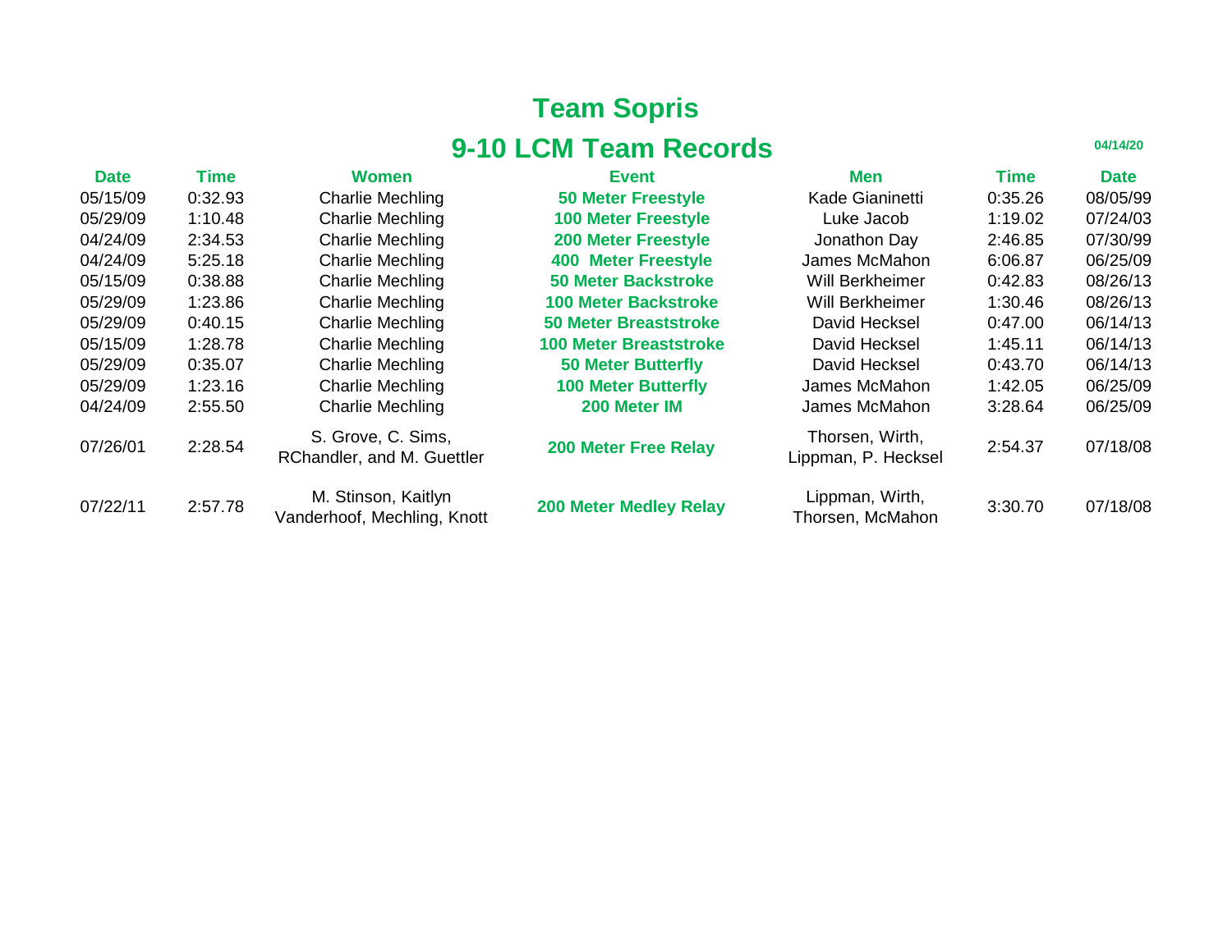# Team Sopris

## 9-10 LCM Team Records

04/14/20

| Date | Time | Women | Event | Men | Time | Date |
|---|---|---|---|---|---|---|
| 05/15/09 | 0:32.93 | Charlie Mechling | **50 Meter Freestyle** | Kade Gianinetti | 0:35.26 | 08/05/99 |
| 05/29/09 | 1:10.48 | Charlie Mechling | **100 Meter Freestyle** | Luke Jacob | 1:19.02 | 07/24/03 |
| 04/24/09 | 2:34.53 | Charlie Mechling | **200 Meter Freestyle** | Jonathon Day | 2:46.85 | 07/30/99 |
| 04/24/09 | 5:25.18 | Charlie Mechling | **400 Meter Freestyle** | James McMahon | 6:06.87 | 06/25/09 |
| 05/15/09 | 0:38.88 | Charlie Mechling | **50 Meter Backstroke** | Will Berkheimer | 0:42.83 | 08/26/13 |
| 05/29/09 | 1:23.86 | Charlie Mechling | **100 Meter Backstroke** | Will Berkheimer | 1:30.46 | 08/26/13 |
| 05/29/09 | 0:40.15 | Charlie Mechling | **50 Meter Breaststroke** | David Hecksel | 0:47.00 | 06/14/13 |
| 05/15/09 | 1:28.78 | Charlie Mechling | **100 Meter Breaststroke** | David Hecksel | 1:45.11 | 06/14/13 |
| 05/29/09 | 0:35.07 | Charlie Mechling | **50 Meter Butterfly** | David Hecksel | 0:43.70 | 06/14/13 |
| 05/29/09 | 1:23.16 | Charlie Mechling | **100 Meter Butterfly** | James McMahon | 1:42.05 | 06/25/09 |
| 04/24/09 | 2:55.50 | Charlie Mechling | **200 Meter IM** | James McMahon | 3:28.64 | 06/25/09 |
| 07/26/01 | 2:28.54 | S. Grove, C. Sims, RChandler, and M. Guettler | **200 Meter Free Relay** | Thorsen, Wirth, Lippman, P. Hecksel | 2:54.37 | 07/18/08 |
| 07/22/11 | 2:57.78 | M. Stinson, Kaitlyn Vanderhoof, Mechling, Knott | **200 Meter Medley Relay** | Lippman, Wirth, Thorsen, McMahon | 3:30.70 | 07/18/08 |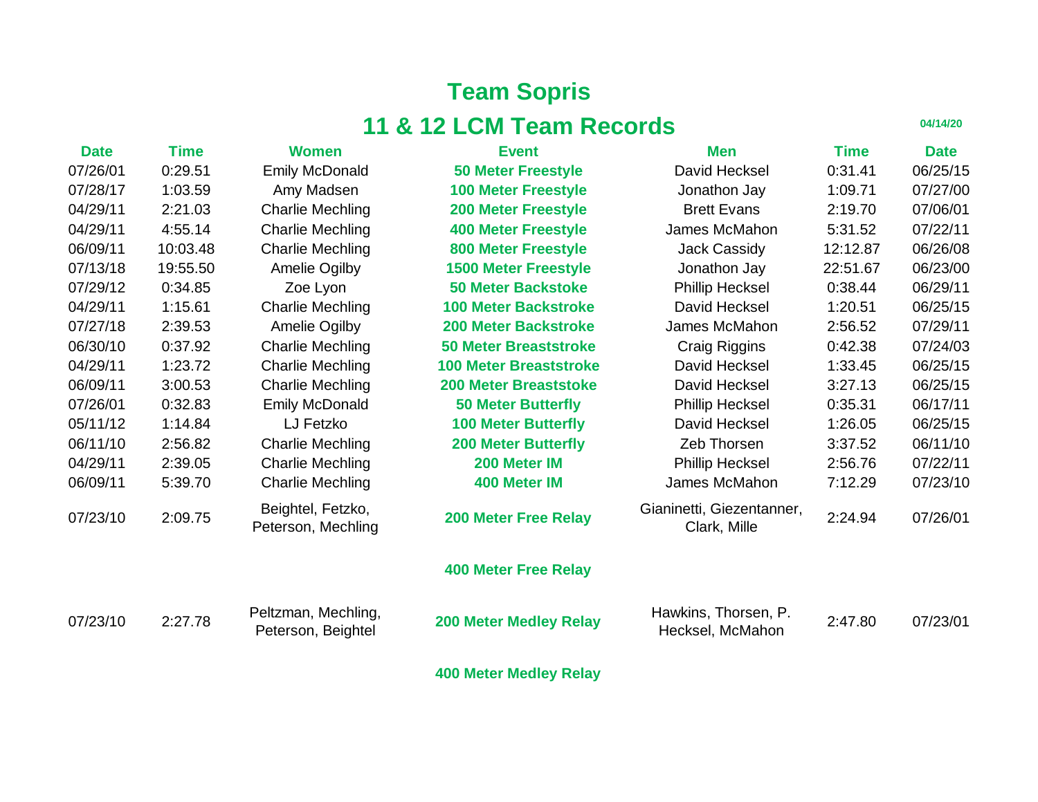# Team Sopris

## 11 & 12 LCM Team Records

04/14/20

| Date | Time | Women | Event | Men | Time | Date |
|---|---|---|---|---|---|---|
| 07/26/01 | 0:29.51 | Emily McDonald | **50 Meter Freestyle** | David Hecksel | 0:31.41 | 06/25/15 |
| 07/28/17 | 1:03.59 | Amy Madsen | **100 Meter Freestyle** | Jonathon Jay | 1:09.71 | 07/27/00 |
| 04/29/11 | 2:21.03 | Charlie Mechling | **200 Meter Freestyle** | Brett Evans | 2:19.70 | 07/06/01 |
| 04/29/11 | 4:55.14 | Charlie Mechling | **400 Meter Freestyle** | James McMahon | 5:31.52 | 07/22/11 |
| 06/09/11 | 10:03.48 | Charlie Mechling | **800 Meter Freestyle** | Jack Cassidy | 12:12.87 | 06/26/08 |
| 07/13/18 | 19:55.50 | Amelie Ogilby | **1500 Meter Freestyle** | Jonathon Jay | 22:51.67 | 06/23/00 |
| 07/29/12 | 0:34.85 | Zoe Lyon | **50 Meter Backstoke** | Phillip Hecksel | 0:38.44 | 06/29/11 |
| 04/29/11 | 1:15.61 | Charlie Mechling | **100 Meter Backstroke** | David Hecksel | 1:20.51 | 06/25/15 |
| 07/27/18 | 2:39.53 | Amelie Ogilby | **200 Meter Backstroke** | James McMahon | 2:56.52 | 07/29/11 |
| 06/30/10 | 0:37.92 | Charlie Mechling | **50 Meter Breaststroke** | Craig Riggins | 0:42.38 | 07/24/03 |
| 04/29/11 | 1:23.72 | Charlie Mechling | **100 Meter Breaststroke** | David Hecksel | 1:33.45 | 06/25/15 |
| 06/09/11 | 3:00.53 | Charlie Mechling | **200 Meter Breaststoke** | David Hecksel | 3:27.13 | 06/25/15 |
| 07/26/01 | 0:32.83 | Emily McDonald | **50 Meter Butterfly** | Phillip Hecksel | 0:35.31 | 06/17/11 |
| 05/11/12 | 1:14.84 | LJ Fetzko | **100 Meter Butterfly** | David Hecksel | 1:26.05 | 06/25/15 |
| 06/11/10 | 2:56.82 | Charlie Mechling | **200 Meter Butterfly** | Zeb Thorsen | 3:37.52 | 06/11/10 |
| 04/29/11 | 2:39.05 | Charlie Mechling | **200 Meter IM** | Phillip Hecksel | 2:56.76 | 07/22/11 |
| 06/09/11 | 5:39.70 | Charlie Mechling | **400 Meter IM** | James McMahon | 7:12.29 | 07/23/10 |
| 07/23/10 | 2:09.75 | Beightel, Fetzko, Peterson, Mechling | **200 Meter Free Relay** | Gianinetti, Giezentanner, Clark, Mille | 2:24.94 | 07/26/01 |
| | | | **400 Meter Free Relay** | | | |
| 07/23/10 | 2:27.78 | Peltzman, Mechling, Peterson, Beightel | **200 Meter Medley Relay** | Hawkins, Thorsen, P. Hecksel, McMahon | 2:47.80 | 07/23/01 |
| | | | **400 Meter Medley Relay** | | | |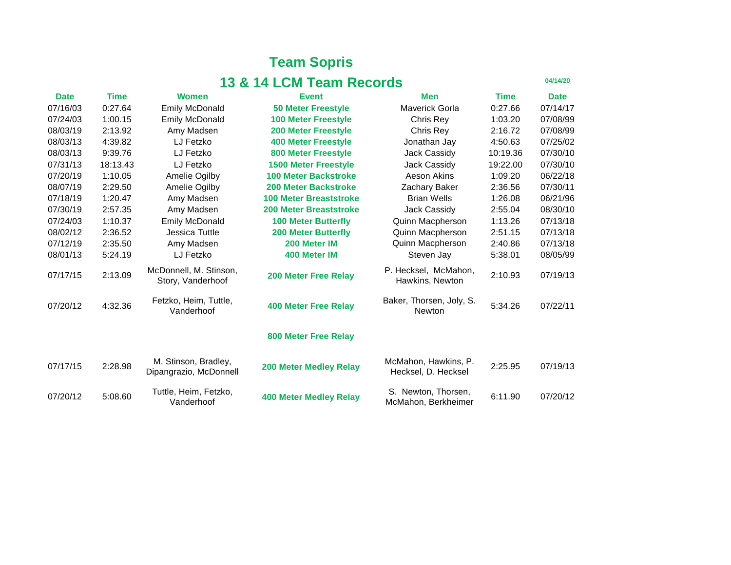# Team Sopris

## 13 & 14 LCM Team Records

04/14/20

| Date | Time | Women | Event | Men | Time | Date |
|---|---|---|---|---|---|---|
| 07/16/03 | 0:27.64 | Emily McDonald | **50 Meter Freestyle** | Maverick Gorla | 0:27.66 | 07/14/17 |
| 07/24/03 | 1:00.15 | Emily McDonald | **100 Meter Freestyle** | Chris Rey | 1:03.20 | 07/08/99 |
| 08/03/19 | 2:13.92 | Amy Madsen | **200 Meter Freestyle** | Chris Rey | 2:16.72 | 07/08/99 |
| 08/03/13 | 4:39.82 | LJ Fetzko | **400 Meter Freestyle** | Jonathan Jay | 4:50.63 | 07/25/02 |
| 08/03/13 | 9:39.76 | LJ Fetzko | **800 Meter Freestyle** | Jack Cassidy | 10:19.36 | 07/30/10 |
| 07/31/13 | 18:13.43 | LJ Fetzko | **1500 Meter Freestyle** | Jack Cassidy | 19:22.00 | 07/30/10 |
| 07/20/19 | 1:10.05 | Amelie Ogilby | **100 Meter Backstroke** | Aeson Akins | 1:09.20 | 06/22/18 |
| 08/07/19 | 2:29.50 | Amelie Ogilby | **200 Meter Backstroke** | Zachary Baker | 2:36.56 | 07/30/11 |
| 07/18/19 | 1:20.47 | Amy Madsen | **100 Meter Breaststroke** | Brian Wells | 1:26.08 | 06/21/96 |
| 07/30/19 | 2:57.35 | Amy Madsen | **200 Meter Breaststroke** | Jack Cassidy | 2:55.04 | 08/30/10 |
| 07/24/03 | 1:10.37 | Emily McDonald | **100 Meter Butterfly** | Quinn Macpherson | 1:13.26 | 07/13/18 |
| 08/02/12 | 2:36.52 | Jessica Tuttle | **200 Meter Butterfly** | Quinn Macpherson | 2:51.15 | 07/13/18 |
| 07/12/19 | 2:35.50 | Amy Madsen | **200 Meter IM** | Quinn Macpherson | 2:40.86 | 07/13/18 |
| 08/01/13 | 5:24.19 | LJ Fetzko | **400 Meter IM** | Steven Jay | 5:38.01 | 08/05/99 |
| 07/17/15 | 2:13.09 | McDonnell, M. Stinson, Story, Vanderhoof | **200 Meter Free Relay** | P. Hecksel, McMahon, Hawkins, Newton | 2:10.93 | 07/19/13 |
| 07/20/12 | 4:32.36 | Fetzko, Heim, Tuttle, Vanderhoof | **400 Meter Free Relay** | Baker, Thorsen, Joly, S. Newton | 5:34.26 | 07/22/11 |
| | | | **800 Meter Free Relay** | | | |
| 07/17/15 | 2:28.98 | M. Stinson, Bradley, Dipangrazio, McDonnell | **200 Meter Medley Relay** | McMahon, Hawkins, P. Hecksel, D. Hecksel | 2:25.95 | 07/19/13 |
| 07/20/12 | 5:08.60 | Tuttle, Heim, Fetzko, Vanderhoof | **400 Meter Medley Relay** | S. Newton, Thorsen, McMahon, Berkheimer | 6:11.90 | 07/20/12 |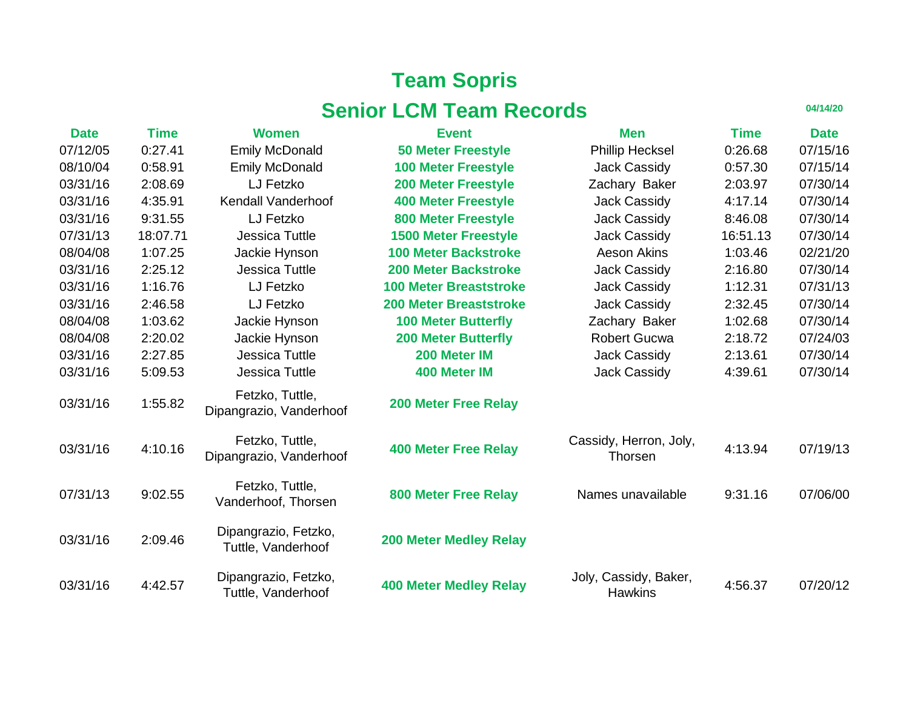# Team Sopris

## Senior LCM Team Records

04/14/20

| Date | Time | Women | Event | Men | Time | Date |
|---|---|---|---|---|---|---|
| 07/12/05 | 0:27.41 | Emily McDonald | **50 Meter Freestyle** | Phillip Hecksel | 0:26.68 | 07/15/16 |
| 08/10/04 | 0:58.91 | Emily McDonald | **100 Meter Freestyle** | Jack Cassidy | 0:57.30 | 07/15/14 |
| 03/31/16 | 2:08.69 | LJ Fetzko | **200 Meter Freestyle** | Zachary Baker | 2:03.97 | 07/30/14 |
| 03/31/16 | 4:35.91 | Kendall Vanderhoof | **400 Meter Freestyle** | Jack Cassidy | 4:17.14 | 07/30/14 |
| 03/31/16 | 9:31.55 | LJ Fetzko | **800 Meter Freestyle** | Jack Cassidy | 8:46.08 | 07/30/14 |
| 07/31/13 | 18:07.71 | Jessica Tuttle | **1500 Meter Freestyle** | Jack Cassidy | 16:51.13 | 07/30/14 |
| 08/04/08 | 1:07.25 | Jackie Hynson | **100 Meter Backstroke** | Aeson Akins | 1:03.46 | 02/21/20 |
| 03/31/16 | 2:25.12 | Jessica Tuttle | **200 Meter Backstroke** | Jack Cassidy | 2:16.80 | 07/30/14 |
| 03/31/16 | 1:16.76 | LJ Fetzko | **100 Meter Breaststroke** | Jack Cassidy | 1:12.31 | 07/31/13 |
| 03/31/16 | 2:46.58 | LJ Fetzko | **200 Meter Breaststroke** | Jack Cassidy | 2:32.45 | 07/30/14 |
| 08/04/08 | 1:03.62 | Jackie Hynson | **100 Meter Butterfly** | Zachary Baker | 1:02.68 | 07/30/14 |
| 08/04/08 | 2:20.02 | Jackie Hynson | **200 Meter Butterfly** | Robert Gucwa | 2:18.72 | 07/24/03 |
| 03/31/16 | 2:27.85 | Jessica Tuttle | **200 Meter IM** | Jack Cassidy | 2:13.61 | 07/30/14 |
| 03/31/16 | 5:09.53 | Jessica Tuttle | **400 Meter IM** | Jack Cassidy | 4:39.61 | 07/30/14 |
| 03/31/16 | 1:55.82 | Fetzko, Tuttle, Dipangrazio, Vanderhoof | **200 Meter Free Relay** | | | |
| 03/31/16 | 4:10.16 | Fetzko, Tuttle, Dipangrazio, Vanderhoof | **400 Meter Free Relay** | Cassidy, Herron, Joly, Thorsen | 4:13.94 | 07/19/13 |
| 07/31/13 | 9:02.55 | Fetzko, Tuttle, Vanderhoof, Thorsen | **800 Meter Free Relay** | Names unavailable | 9:31.16 | 07/06/00 |
| 03/31/16 | 2:09.46 | Dipangrazio, Fetzko, Tuttle, Vanderhoof | **200 Meter Medley Relay** | | | |
| 03/31/16 | 4:42.57 | Dipangrazio, Fetzko, Tuttle, Vanderhoof | **400 Meter Medley Relay** | Joly, Cassidy, Baker, Hawkins | 4:56.37 | 07/20/12 |